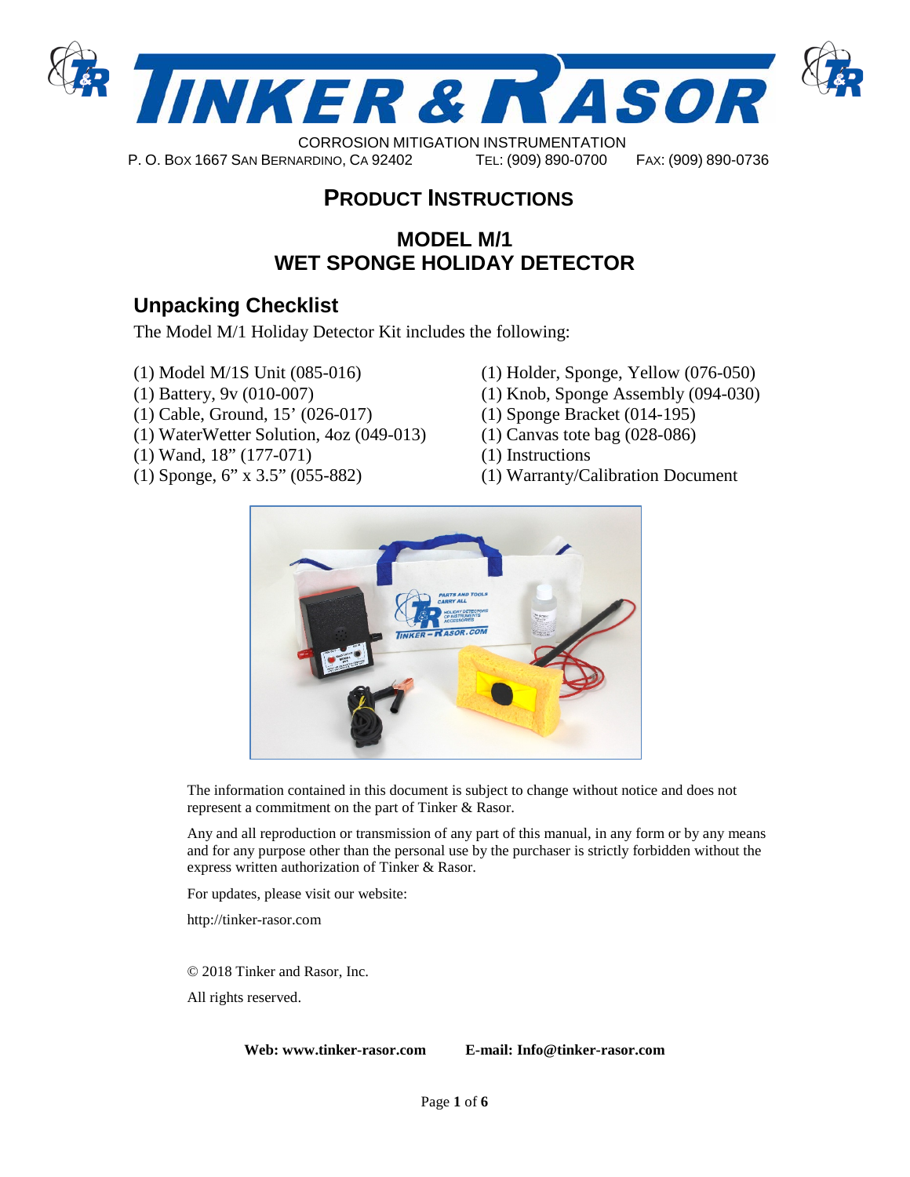# TINKER & RASOR

CORROSION MITIGATION INSTRUMENTATION

P. O. BOX 1667 SAN BERNARDINO, CA 92402 TEL: (909) 890-0700 FAX: (909) 890-0736

## PRODUCT INSTRUCTIONS

## MODEL M/1
## WET SPONGE HOLIDAY DETECTOR

## Unpacking Checklist

The Model M/1 Holiday Detector Kit includes the following:

- (1) Model M/1S Unit (085-016)
- (1) Battery, 9v (010-007)
- (1) Cable, Ground, 15' (026-017)
- (1) WaterWetter Solution, 4oz (049-013)
- (1) Wand, 18" (177-071)
- (1) Sponge, 6" x 3.5" (055-882)
- (1) Holder, Sponge, Yellow (076-050)
- (1) Knob, Sponge Assembly (094-030)
- (1) Sponge Bracket (014-195)
- (1) Canvas tote bag (028-086)
- (1) Instructions
- (1) Warranty/Calibration Document

The information contained in this document is subject to change without notice and does not represent a commitment on the part of Tinker & Rasor.

Any and all reproduction or transmission of any part of this manual, in any form or by any means and for any purpose other than the personal use by the purchaser is strictly forbidden without the express written authorization of Tinker & Rasor.

For updates, please visit our website:

http://tinker-rasor.com

© 2018 Tinker and Rasor, Inc.

All rights reserved.

**Web: www.tinker-rasor.com** **E-mail: Info@tinker-rasor.com**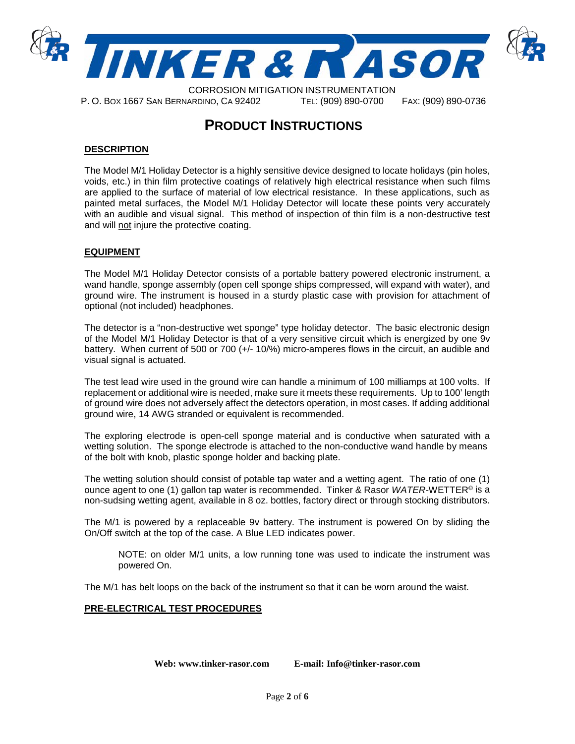# PRODUCT INSTRUCTIONS

## DESCRIPTION

The Model M/1 Holiday Detector is a highly sensitive device designed to locate holidays (pin holes, voids, etc.) in thin film protective coatings of relatively high electrical resistance when such films are applied to the surface of material of low electrical resistance. In these applications, such as painted metal surfaces, the Model M/1 Holiday Detector will locate these points very accurately with an audible and visual signal. This method of inspection of thin film is a non-destructive test and will not injure the protective coating.

## EQUIPMENT

The Model M/1 Holiday Detector consists of a portable battery powered electronic instrument, a wand handle, sponge assembly (open cell sponge ships compressed, will expand with water), and ground wire. The instrument is housed in a sturdy plastic case with provision for attachment of optional (not included) headphones.

The detector is a "non-destructive wet sponge" type holiday detector. The basic electronic design of the Model M/1 Holiday Detector is that of a very sensitive circuit which is energized by one 9v battery. When current of 500 or 700 (+/- 10/%) micro-amperes flows in the circuit, an audible and visual signal is actuated.

The test lead wire used in the ground wire can handle a minimum of 100 milliamps at 100 volts. If replacement or additional wire is needed, make sure it meets these requirements. Up to 100' length of ground wire does not adversely affect the detectors operation, in most cases. If adding additional ground wire, 14 AWG stranded or equivalent is recommended.

The exploring electrode is open-cell sponge material and is conductive when saturated with a wetting solution. The sponge electrode is attached to the non-conductive wand handle by means of the bolt with knob, plastic sponge holder and backing plate.

The wetting solution should consist of potable tap water and a wetting agent. The ratio of one (1) ounce agent to one (1) gallon tap water is recommended. Tinker & Rasor *WATER*-WETTER© is a non-sudsing wetting agent, available in 8 oz. bottles, factory direct or through stocking distributors.

The M/1 is powered by a replaceable 9v battery. The instrument is powered On by sliding the On/Off switch at the top of the case. A Blue LED indicates power.

> NOTE: on older M/1 units, a low running tone was used to indicate the instrument was powered On.

The M/1 has belt loops on the back of the instrument so that it can be worn around the waist.

## PRE-ELECTRICAL TEST PROCEDURES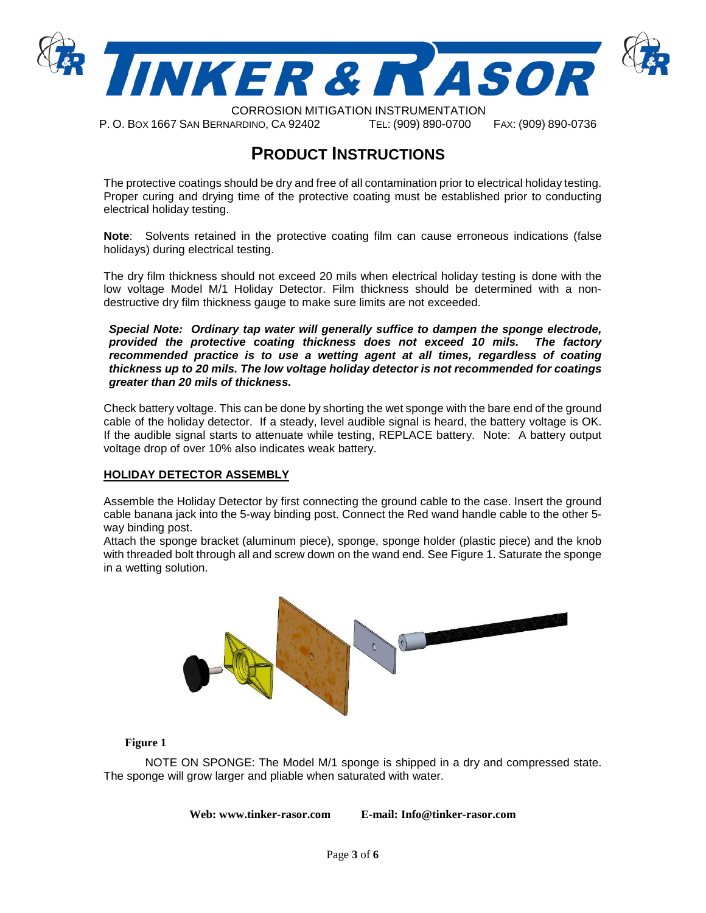# PRODUCT INSTRUCTIONS

The protective coatings should be dry and free of all contamination prior to electrical holiday testing. Proper curing and drying time of the protective coating must be established prior to conducting electrical holiday testing.

**Note**: Solvents retained in the protective coating film can cause erroneous indications (false holidays) during electrical testing.

The dry film thickness should not exceed 20 mils when electrical holiday testing is done with the low voltage Model M/1 Holiday Detector. Film thickness should be determined with a non-destructive dry film thickness gauge to make sure limits are not exceeded.

***Special Note: Ordinary tap water will generally suffice to dampen the sponge electrode, provided the protective coating thickness does not exceed 10 mils. The factory recommended practice is to use a wetting agent at all times, regardless of coating thickness up to 20 mils. The low voltage holiday detector is not recommended for coatings greater than 20 mils of thickness.***

Check battery voltage. This can be done by shorting the wet sponge with the bare end of the ground cable of the holiday detector. If a steady, level audible signal is heard, the battery voltage is OK. If the audible signal starts to attenuate while testing, REPLACE battery. Note: A battery output voltage drop of over 10% also indicates weak battery.

## HOLIDAY DETECTOR ASSEMBLY

Assemble the Holiday Detector by first connecting the ground cable to the case. Insert the ground cable banana jack into the 5-way binding post. Connect the Red wand handle cable to the other 5-way binding post.
Attach the sponge bracket (aluminum piece), sponge, sponge holder (plastic piece) and the knob with threaded bolt through all and screw down on the wand end. See Figure 1. Saturate the sponge in a wetting solution.

**Figure 1**

NOTE ON SPONGE: The Model M/1 sponge is shipped in a dry and compressed state. The sponge will grow larger and pliable when saturated with water.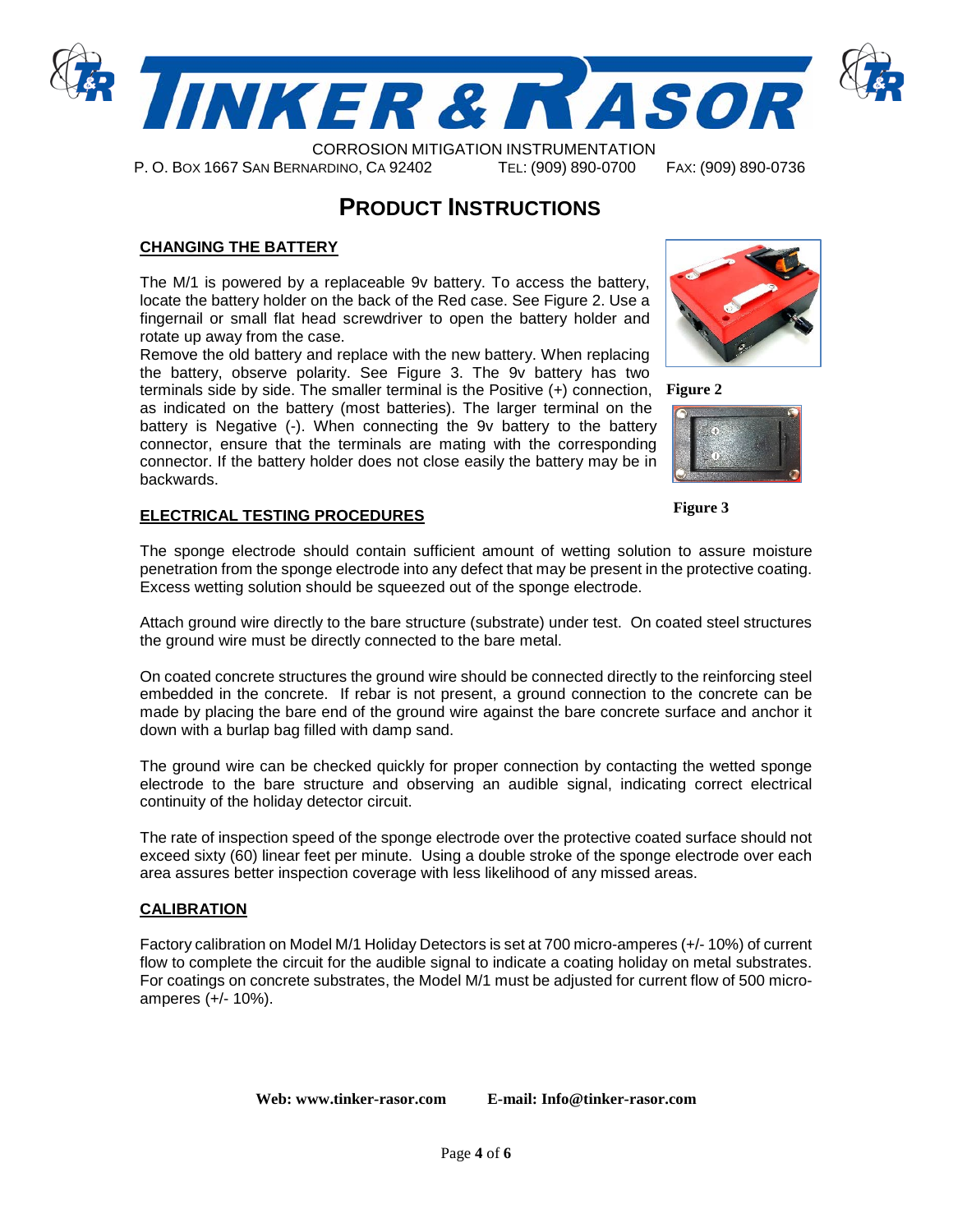# PRODUCT INSTRUCTIONS

## CHANGING THE BATTERY

The M/1 is powered by a replaceable 9v battery. To access the battery, locate the battery holder on the back of the Red case. See Figure 2. Use a fingernail or small flat head screwdriver to open the battery holder and rotate up away from the case.

Remove the old battery and replace with the new battery. When replacing the battery, observe polarity. See Figure 3. The 9v battery has two terminals side by side. The smaller terminal is the Positive (+) connection, as indicated on the battery (most batteries). The larger terminal on the battery is Negative (-). When connecting the 9v battery to the battery connector, ensure that the terminals are mating with the corresponding connector. If the battery holder does not close easily the battery may be in backwards.

**Figure 2**

**Figure 3**

## ELECTRICAL TESTING PROCEDURES

The sponge electrode should contain sufficient amount of wetting solution to assure moisture penetration from the sponge electrode into any defect that may be present in the protective coating. Excess wetting solution should be squeezed out of the sponge electrode.

Attach ground wire directly to the bare structure (substrate) under test. On coated steel structures the ground wire must be directly connected to the bare metal.

On coated concrete structures the ground wire should be connected directly to the reinforcing steel embedded in the concrete. If rebar is not present, a ground connection to the concrete can be made by placing the bare end of the ground wire against the bare concrete surface and anchor it down with a burlap bag filled with damp sand.

The ground wire can be checked quickly for proper connection by contacting the wetted sponge electrode to the bare structure and observing an audible signal, indicating correct electrical continuity of the holiday detector circuit.

The rate of inspection speed of the sponge electrode over the protective coated surface should not exceed sixty (60) linear feet per minute. Using a double stroke of the sponge electrode over each area assures better inspection coverage with less likelihood of any missed areas.

## CALIBRATION

Factory calibration on Model M/1 Holiday Detectors is set at 700 micro-amperes (+/- 10%) of current flow to complete the circuit for the audible signal to indicate a coating holiday on metal substrates. For coatings on concrete substrates, the Model M/1 must be adjusted for current flow of 500 micro-amperes (+/- 10%).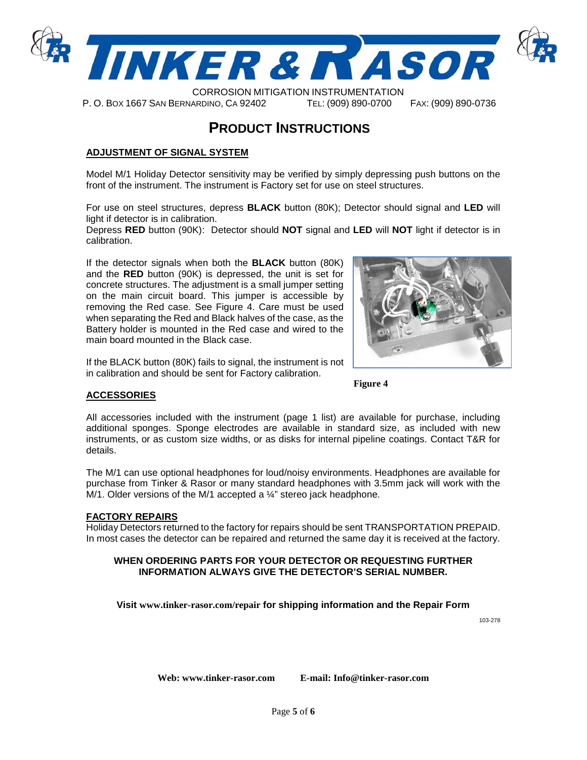# TINKER & RASOR

CORROSION MITIGATION INSTRUMENTATION

P. O. BOX 1667 SAN BERNARDINO, CA 92402 TEL: (909) 890-0700 FAX: (909) 890-0736

## PRODUCT INSTRUCTIONS

### ADJUSTMENT OF SIGNAL SYSTEM

Model M/1 Holiday Detector sensitivity may be verified by simply depressing push buttons on the front of the instrument. The instrument is Factory set for use on steel structures.

For use on steel structures, depress **BLACK** button (80K); Detector should signal and **LED** will light if detector is in calibration.
Depress **RED** button (90K): Detector should **NOT** signal and **LED** will **NOT** light if detector is in calibration.

If the detector signals when both the **BLACK** button (80K) and the **RED** button (90K) is depressed, the unit is set for concrete structures. The adjustment is a small jumper setting on the main circuit board. This jumper is accessible by removing the Red case. See Figure 4. Care must be used when separating the Red and Black halves of the case, as the Battery holder is mounted in the Red case and wired to the main board mounted in the Black case.

If the BLACK button (80K) fails to signal, the instrument is not in calibration and should be sent for Factory calibration.

**Figure 4**

### ACCESSORIES

All accessories included with the instrument (page 1 list) are available for purchase, including additional sponges. Sponge electrodes are available in standard size, as included with new instruments, or as custom size widths, or as disks for internal pipeline coatings. Contact T&R for details.

The M/1 can use optional headphones for loud/noisy environments. Headphones are available for purchase from Tinker & Rasor or many standard headphones with 3.5mm jack will work with the M/1. Older versions of the M/1 accepted a ¼" stereo jack headphone.

### FACTORY REPAIRS

Holiday Detectors returned to the factory for repairs should be sent TRANSPORTATION PREPAID. In most cases the detector can be repaired and returned the same day it is received at the factory.

**WHEN ORDERING PARTS FOR YOUR DETECTOR OR REQUESTING FURTHER INFORMATION ALWAYS GIVE THE DETECTOR'S SERIAL NUMBER.**

**Visit www.tinker-rasor.com/repair for shipping information and the Repair Form**

103-278

**Web: www.tinker-rasor.com E-mail: Info@tinker-rasor.com**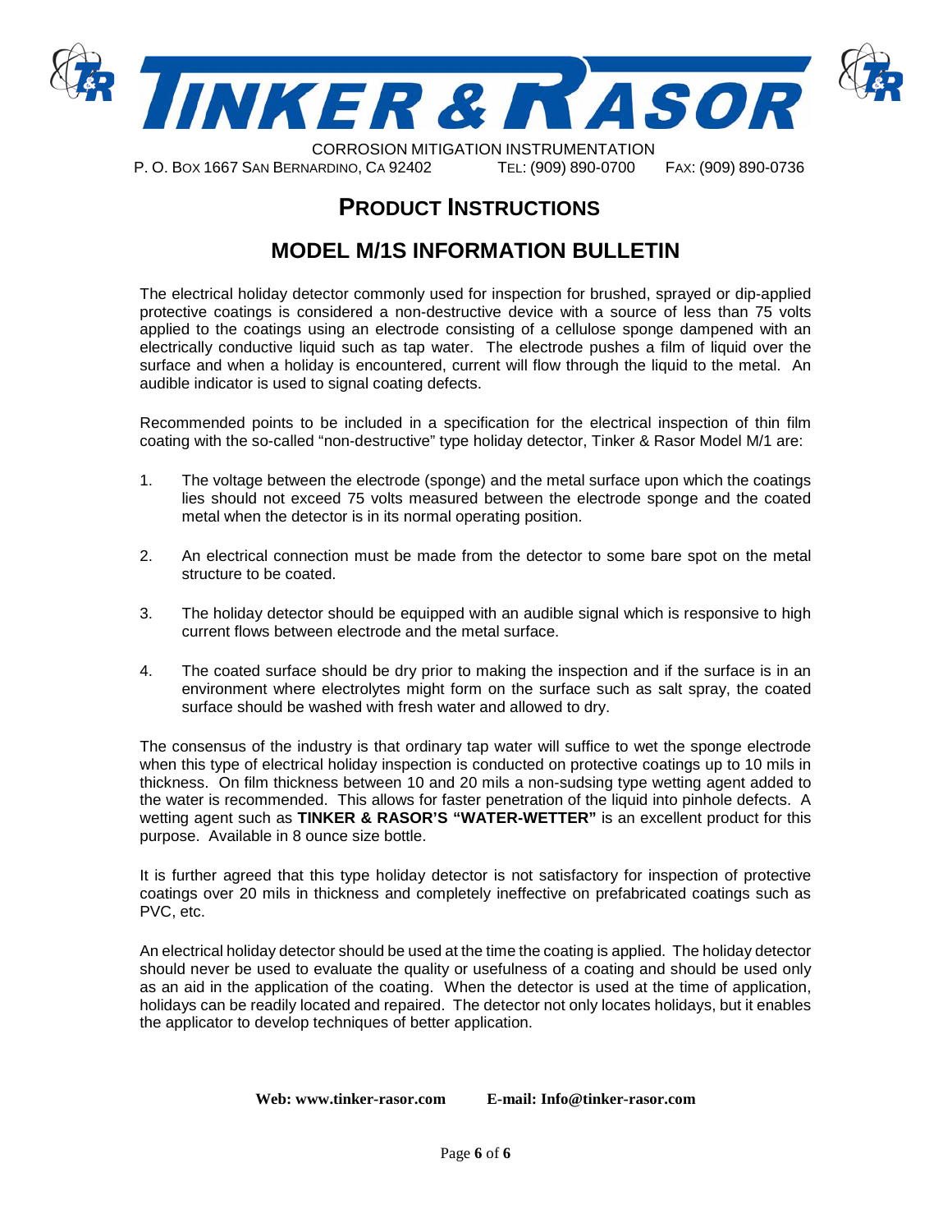# TINKER & RASOR

CORROSION MITIGATION INSTRUMENTATION

P. O. BOX 1667 SAN BERNARDINO, CA 92402 TEL: (909) 890-0700 FAX: (909) 890-0736

## PRODUCT INSTRUCTIONS

## MODEL M/1S INFORMATION BULLETIN

The electrical holiday detector commonly used for inspection for brushed, sprayed or dip-applied protective coatings is considered a non-destructive device with a source of less than 75 volts applied to the coatings using an electrode consisting of a cellulose sponge dampened with an electrically conductive liquid such as tap water. The electrode pushes a film of liquid over the surface and when a holiday is encountered, current will flow through the liquid to the metal. An audible indicator is used to signal coating defects.

Recommended points to be included in a specification for the electrical inspection of thin film coating with the so-called "non-destructive" type holiday detector, Tinker & Rasor Model M/1 are:

1. The voltage between the electrode (sponge) and the metal surface upon which the coatings lies should not exceed 75 volts measured between the electrode sponge and the coated metal when the detector is in its normal operating position.

2. An electrical connection must be made from the detector to some bare spot on the metal structure to be coated.

3. The holiday detector should be equipped with an audible signal which is responsive to high current flows between electrode and the metal surface.

4. The coated surface should be dry prior to making the inspection and if the surface is in an environment where electrolytes might form on the surface such as salt spray, the coated surface should be washed with fresh water and allowed to dry.

The consensus of the industry is that ordinary tap water will suffice to wet the sponge electrode when this type of electrical holiday inspection is conducted on protective coatings up to 10 mils in thickness. On film thickness between 10 and 20 mils a non-sudsing type wetting agent added to the water is recommended. This allows for faster penetration of the liquid into pinhole defects. A wetting agent such as **TINKER & RASOR'S "WATER-WETTER"** is an excellent product for this purpose. Available in 8 ounce size bottle.

It is further agreed that this type holiday detector is not satisfactory for inspection of protective coatings over 20 mils in thickness and completely ineffective on prefabricated coatings such as PVC, etc.

An electrical holiday detector should be used at the time the coating is applied. The holiday detector should never be used to evaluate the quality or usefulness of a coating and should be used only as an aid in the application of the coating. When the detector is used at the time of application, holidays can be readily located and repaired. The detector not only locates holidays, but it enables the applicator to develop techniques of better application.

**Web: www.tinker-rasor.com** **E-mail: Info@tinker-rasor.com**